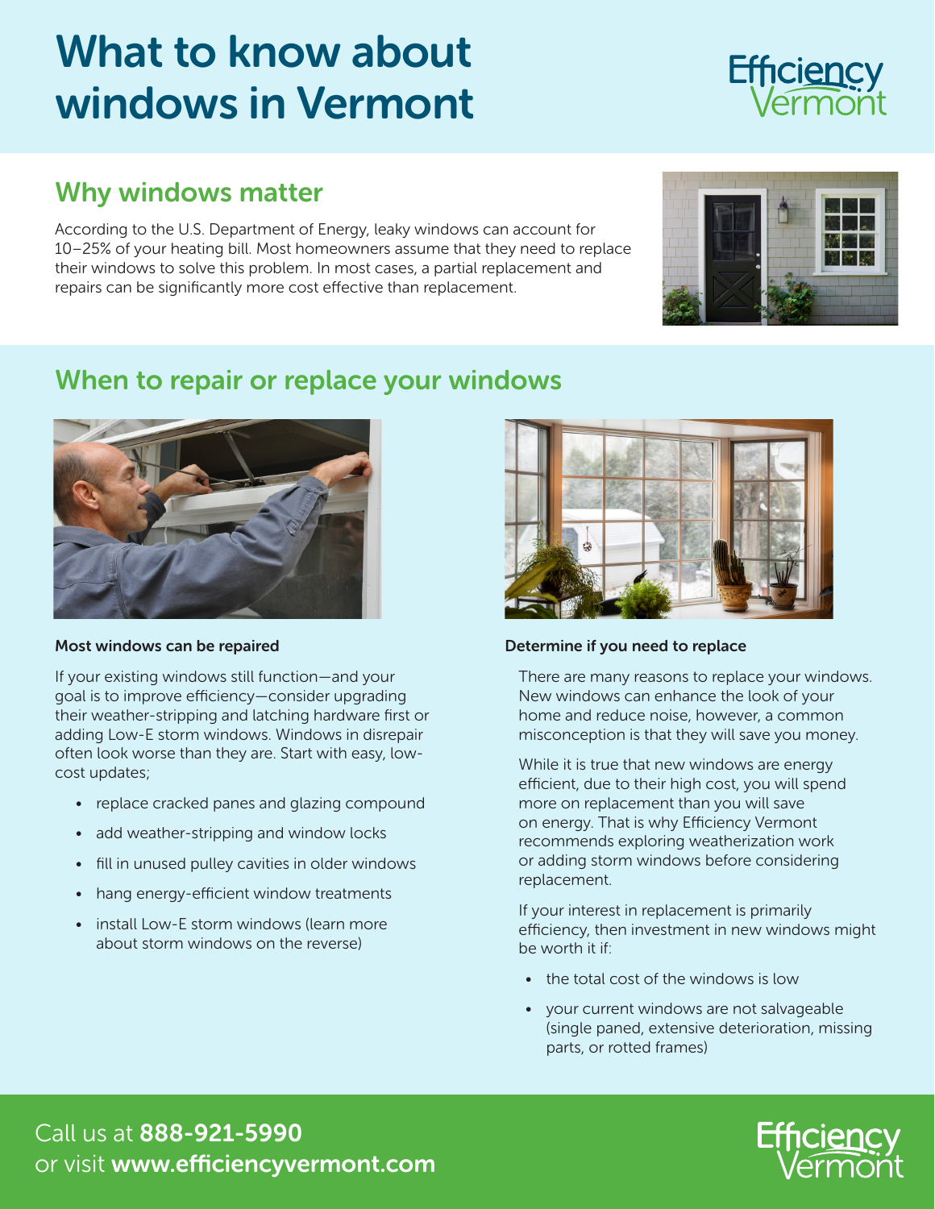# What to know about windows in Vermont

## Why windows matter

According to the U.S. Department of Energy, leaky windows can account for 10–25% of your heating bill. Most homeowners assume that they need to replace their windows to solve this problem. In most cases, a partial replacement and repairs can be significantly more cost effective than replacement.

## When to repair or replace your windows

**Most windows can be repaired**

If your existing windows still function—and your goal is to improve efficiency—consider upgrading their weather-stripping and latching hardware first or adding Low-E storm windows. Windows in disrepair often look worse than they are. Start with easy, low-cost updates;

- replace cracked panes and glazing compound
- add weather-stripping and window locks
- fill in unused pulley cavities in older windows
- hang energy-efficient window treatments
- install Low-E storm windows (learn more about storm windows on the reverse)

**Determine if you need to replace**

There are many reasons to replace your windows. New windows can enhance the look of your home and reduce noise, however, a common misconception is that they will save you money.

While it is true that new windows are energy efficient, due to their high cost, you will spend more on replacement than you will save on energy. That is why Efficiency Vermont recommends exploring weatherization work or adding storm windows before considering replacement.

If your interest in replacement is primarily efficiency, then investment in new windows might be worth it if:

- the total cost of the windows is low
- your current windows are not salvageable (single paned, extensive deterioration, missing parts, or rotted frames)

Call us at **888-921-5990**
or visit **www.efficiencyvermont.com**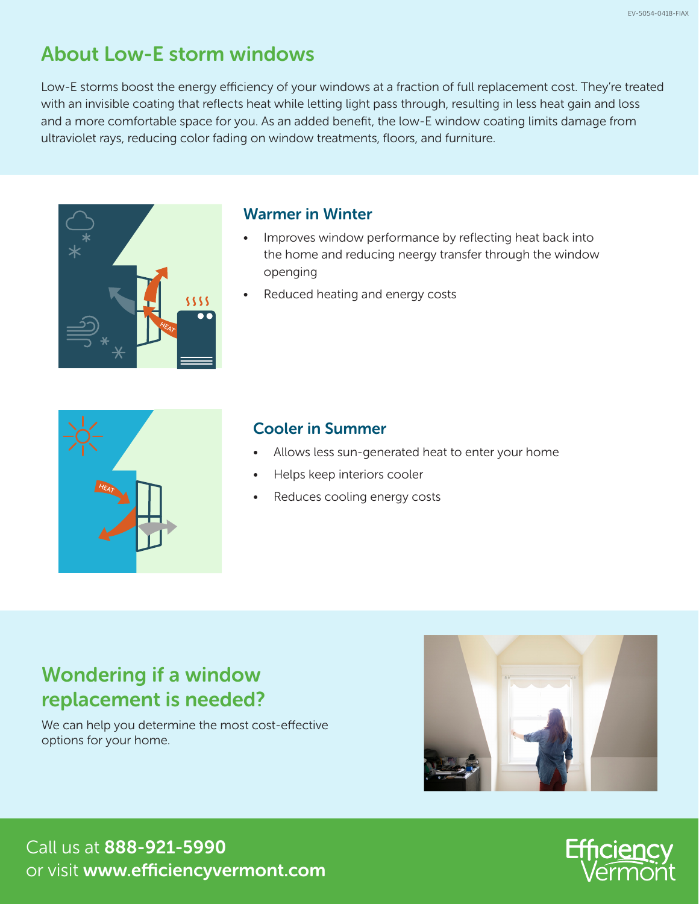## About Low-E storm windows

Low-E storms boost the energy efficiency of your windows at a fraction of full replacement cost. They're treated with an invisible coating that reflects heat while letting light pass through, resulting in less heat gain and loss and a more comfortable space for you. As an added benefit, the low-E window coating limits damage from ultraviolet rays, reducing color fading on window treatments, floors, and furniture.

### Warmer in Winter

- Improves window performance by reflecting heat back into the home and reducing neergy transfer through the window openging
- Reduced heating and energy costs

### Cooler in Summer

- Allows less sun-generated heat to enter your home
- Helps keep interiors cooler
- Reduces cooling energy costs

## Wondering if a window replacement is needed?

We can help you determine the most cost-effective options for your home.

Call us at **888-921-5990**
or visit **www.efficiencyvermont.com**

Efficiency Vermont